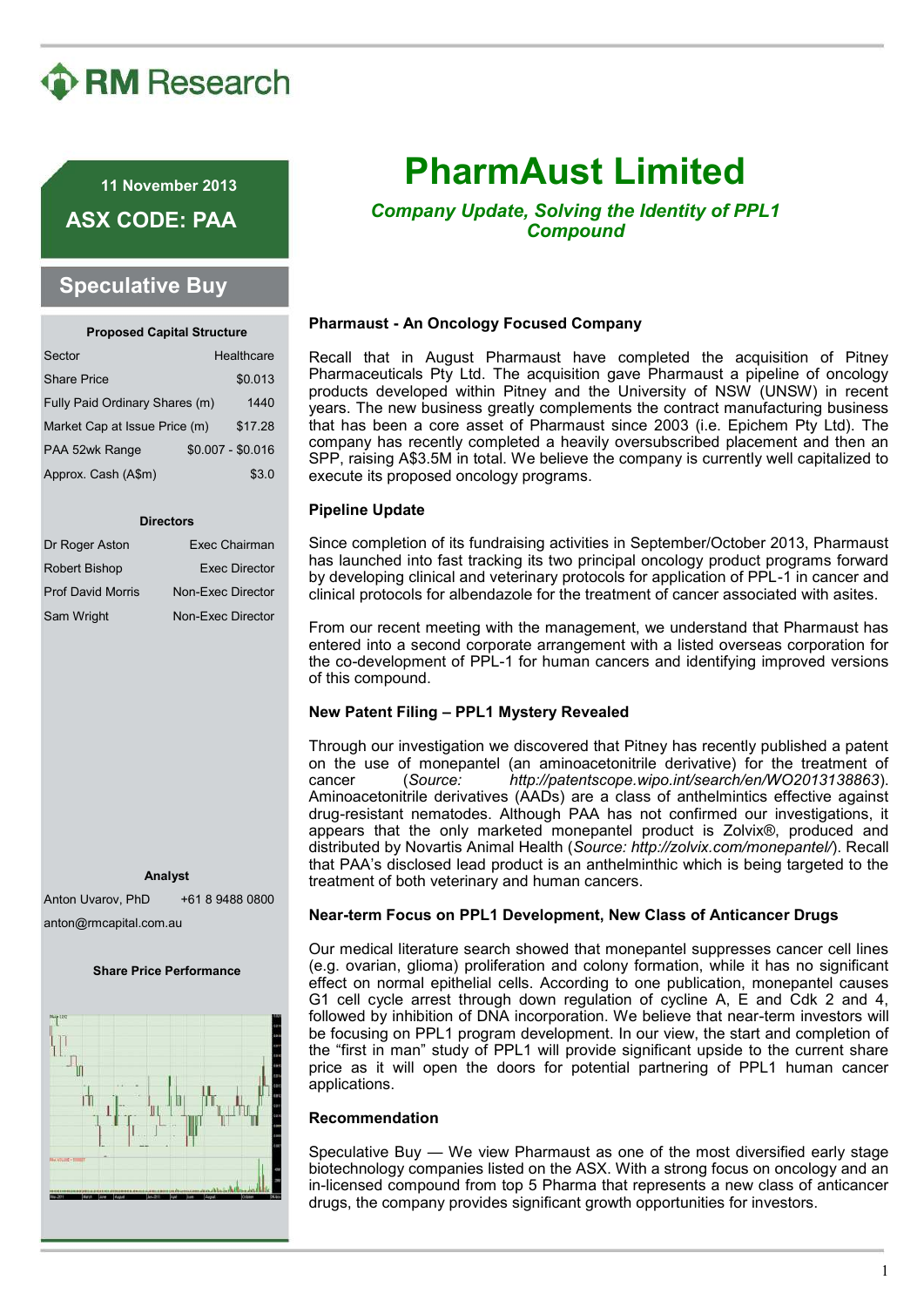RM Research

11 November 2013

**ASX CODE: PAA**

**Speculative Buy**

| Proposed Capital Structure | |
|---|---|
| Sector | Healthcare |
| Share Price | $0.013 |
| Fully Paid Ordinary Shares (m) | 1440 |
| Market Cap at Issue Price (m) | $17.28 |
| PAA 52wk Range | $0.007 - $0.016 |
| Approx. Cash (A$m) | $3.0 |

| Directors | |
|---|---|
| Dr Roger Aston | Exec Chairman |
| Robert Bishop | Exec Director |
| Prof David Morris | Non-Exec Director |
| Sam Wright | Non-Exec Director |

**Analyst**

Anton Uvarov, PhD +61 8 9488 0800

anton@rmcapital.com.au

**Share Price Performance**

# PharmAust Limited

***Company Update, Solving the Identity of PPL1 Compound***

### Pharmaust - An Oncology Focused Company

Recall that in August Pharmaust have completed the acquisition of Pitney Pharmaceuticals Pty Ltd. The acquisition gave Pharmaust a pipeline of oncology products developed within Pitney and the University of NSW (UNSW) in recent years. The new business greatly complements the contract manufacturing business that has been a core asset of Pharmaust since 2003 (i.e. Epichem Pty Ltd). The company has recently completed a heavily oversubscribed placement and then an SPP, raising A$3.5M in total. We believe the company is currently well capitalized to execute its proposed oncology programs.

### Pipeline Update

Since completion of its fundraising activities in September/October 2013, Pharmaust has launched into fast tracking its two principal oncology product programs forward by developing clinical and veterinary protocols for application of PPL-1 in cancer and clinical protocols for albendazole for the treatment of cancer associated with asites.

From our recent meeting with the management, we understand that Pharmaust has entered into a second corporate arrangement with a listed overseas corporation for the co-development of PPL-1 for human cancers and identifying improved versions of this compound.

### New Patent Filing – PPL1 Mystery Revealed

Through our investigation we discovered that Pitney has recently published a patent on the use of monepantel (an aminoacetonitrile derivative) for the treatment of cancer (*Source: http://patentscope.wipo.int/search/en/WO2013138863*). Aminoacetonitrile derivatives (AADs) are a class of anthelmintics effective against drug-resistant nematodes. Although PAA has not confirmed our investigations, it appears that the only marketed monepantel product is Zolvix®, produced and distributed by Novartis Animal Health (*Source: http://zolvix.com/monepantel/*). Recall that PAA's disclosed lead product is an anthelminthic which is being targeted to the treatment of both veterinary and human cancers.

### Near-term Focus on PPL1 Development, New Class of Anticancer Drugs

Our medical literature search showed that monepantel suppresses cancer cell lines (e.g. ovarian, glioma) proliferation and colony formation, while it has no significant effect on normal epithelial cells. According to one publication, monepantel causes G1 cell cycle arrest through down regulation of cycline A, E and Cdk 2 and 4, followed by inhibition of DNA incorporation. We believe that near-term investors will be focusing on PPL1 program development. In our view, the start and completion of the "first in man" study of PPL1 will provide significant upside to the current share price as it will open the doors for potential partnering of PPL1 human cancer applications.

### Recommendation

Speculative Buy — We view Pharmaust as one of the most diversified early stage biotechnology companies listed on the ASX. With a strong focus on oncology and an in-licensed compound from top 5 Pharma that represents a new class of anticancer drugs, the company provides significant growth opportunities for investors.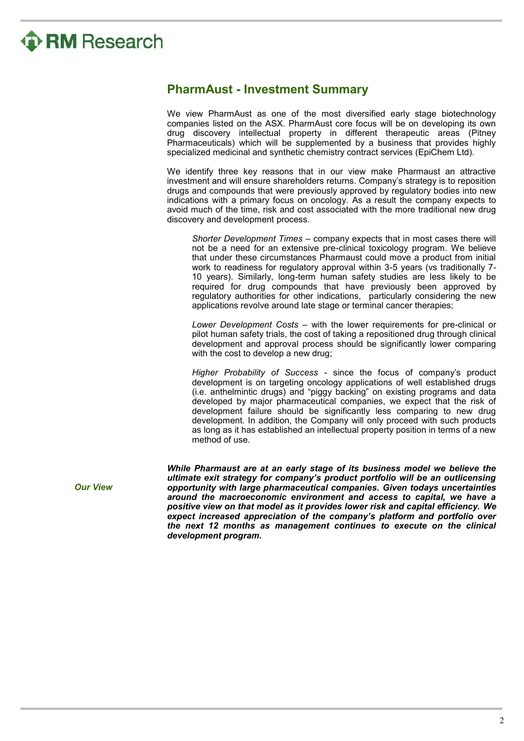## PharmAust - Investment Summary

We view PharmAust as one of the most diversified early stage biotechnology companies listed on the ASX. PharmAust core focus will be on developing its own drug discovery intellectual property in different therapeutic areas (Pitney Pharmaceuticals) which will be supplemented by a business that provides highly specialized medicinal and synthetic chemistry contract services (EpiChem Ltd).

We identify three key reasons that in our view make Pharmaust an attractive investment and will ensure shareholders returns. Company's strategy is to reposition drugs and compounds that were previously approved by regulatory bodies into new indications with a primary focus on oncology. As a result the company expects to avoid much of the time, risk and cost associated with the more traditional new drug discovery and development process.

> *Shorter Development Times* – company expects that in most cases there will not be a need for an extensive pre-clinical toxicology program. We believe that under these circumstances Pharmaust could move a product from initial work to readiness for regulatory approval within 3-5 years (vs traditionally 7-10 years). Similarly, long-term human safety studies are less likely to be required for drug compounds that have previously been approved by regulatory authorities for other indications, particularly considering the new applications revolve around late stage or terminal cancer therapies;
>
> *Lower Development Costs* – with the lower requirements for pre-clinical or pilot human safety trials, the cost of taking a repositioned drug through clinical development and approval process should be significantly lower comparing with the cost to develop a new drug;
>
> *Higher Probability of Success* - since the focus of company's product development is on targeting oncology applications of well established drugs (i.e. anthelmintic drugs) and "piggy backing" on existing programs and data developed by major pharmaceutical companies, we expect that the risk of development failure should be significantly less comparing to new drug development. In addition, the Company will only proceed with such products as long as it has established an intellectual property position in terms of a new method of use.

***Our View***

***While Pharmaust are at an early stage of its business model we believe the ultimate exit strategy for company's product portfolio will be an outlicensing opportunity with large pharmaceutical companies. Given todays uncertainties around the macroeconomic environment and access to capital, we have a positive view on that model as it provides lower risk and capital efficiency. We expect increased appreciation of the company's platform and portfolio over the next 12 months as management continues to execute on the clinical development program.***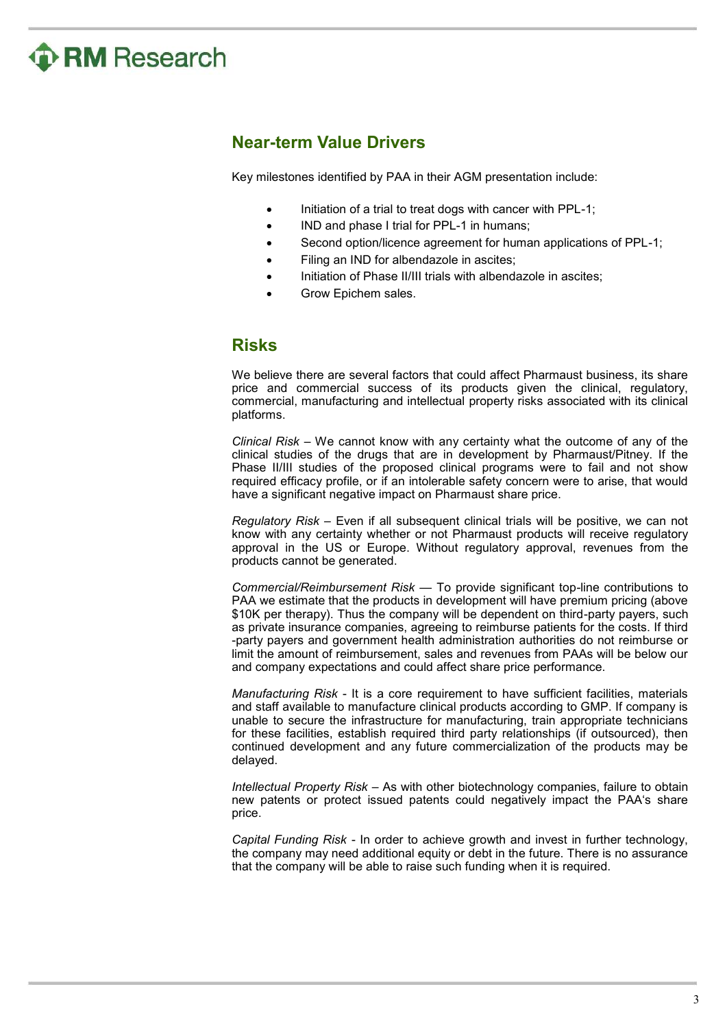## Near-term Value Drivers

Key milestones identified by PAA in their AGM presentation include:

- Initiation of a trial to treat dogs with cancer with PPL-1;
- IND and phase I trial for PPL-1 in humans;
- Second option/licence agreement for human applications of PPL-1;
- Filing an IND for albendazole in ascites;
- Initiation of Phase II/III trials with albendazole in ascites;
- Grow Epichem sales.

## Risks

We believe there are several factors that could affect Pharmaust business, its share price and commercial success of its products given the clinical, regulatory, commercial, manufacturing and intellectual property risks associated with its clinical platforms.

*Clinical Risk* – We cannot know with any certainty what the outcome of any of the clinical studies of the drugs that are in development by Pharmaust/Pitney. If the Phase II/III studies of the proposed clinical programs were to fail and not show required efficacy profile, or if an intolerable safety concern were to arise, that would have a significant negative impact on Pharmaust share price.

*Regulatory Risk* – Even if all subsequent clinical trials will be positive, we can not know with any certainty whether or not Pharmaust products will receive regulatory approval in the US or Europe. Without regulatory approval, revenues from the products cannot be generated.

*Commercial/Reimbursement Risk* — To provide significant top-line contributions to PAA we estimate that the products in development will have premium pricing (above $10K per therapy). Thus the company will be dependent on third-party payers, such as private insurance companies, agreeing to reimburse patients for the costs. If third -party payers and government health administration authorities do not reimburse or limit the amount of reimbursement, sales and revenues from PAAs will be below our and company expectations and could affect share price performance.

*Manufacturing Risk* - It is a core requirement to have sufficient facilities, materials and staff available to manufacture clinical products according to GMP. If company is unable to secure the infrastructure for manufacturing, train appropriate technicians for these facilities, establish required third party relationships (if outsourced), then continued development and any future commercialization of the products may be delayed.

*Intellectual Property Risk* – As with other biotechnology companies, failure to obtain new patents or protect issued patents could negatively impact the PAA's share price.

*Capital Funding Risk* - In order to achieve growth and invest in further technology, the company may need additional equity or debt in the future. There is no assurance that the company will be able to raise such funding when it is required.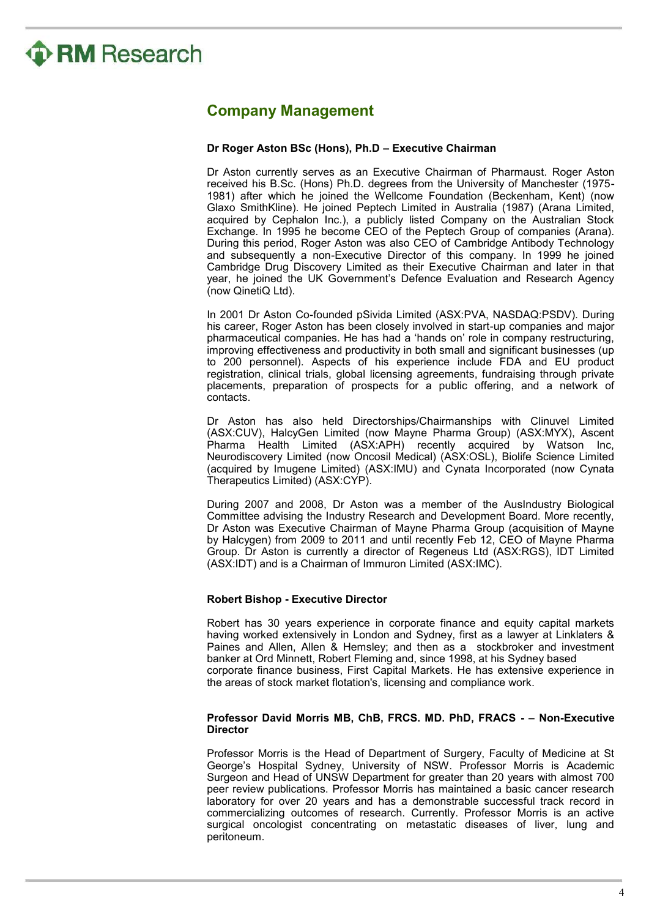## Company Management

**Dr Roger Aston BSc (Hons), Ph.D – Executive Chairman**

Dr Aston currently serves as an Executive Chairman of Pharmaust. Roger Aston received his B.Sc. (Hons) Ph.D. degrees from the University of Manchester (1975-1981) after which he joined the Wellcome Foundation (Beckenham, Kent) (now Glaxo SmithKline). He joined Peptech Limited in Australia (1987) (Arana Limited, acquired by Cephalon Inc.), a publicly listed Company on the Australian Stock Exchange. In 1995 he become CEO of the Peptech Group of companies (Arana). During this period, Roger Aston was also CEO of Cambridge Antibody Technology and subsequently a non-Executive Director of this company. In 1999 he joined Cambridge Drug Discovery Limited as their Executive Chairman and later in that year, he joined the UK Government's Defence Evaluation and Research Agency (now QinetiQ Ltd).

In 2001 Dr Aston Co-founded pSivida Limited (ASX:PVA, NASDAQ:PSDV). During his career, Roger Aston has been closely involved in start-up companies and major pharmaceutical companies. He has had a 'hands on' role in company restructuring, improving effectiveness and productivity in both small and significant businesses (up to 200 personnel). Aspects of his experience include FDA and EU product registration, clinical trials, global licensing agreements, fundraising through private placements, preparation of prospects for a public offering, and a network of contacts.

Dr Aston has also held Directorships/Chairmanships with Clinuvel Limited (ASX:CUV), HalcyGen Limited (now Mayne Pharma Group) (ASX:MYX), Ascent Pharma Health Limited (ASX:APH) recently acquired by Watson Inc, Neurodiscovery Limited (now Oncosil Medical) (ASX:OSL), Biolife Science Limited (acquired by Imugene Limited) (ASX:IMU) and Cynata Incorporated (now Cynata Therapeutics Limited) (ASX:CYP).

During 2007 and 2008, Dr Aston was a member of the AusIndustry Biological Committee advising the Industry Research and Development Board. More recently, Dr Aston was Executive Chairman of Mayne Pharma Group (acquisition of Mayne by Halcygen) from 2009 to 2011 and until recently Feb 12, CEO of Mayne Pharma Group. Dr Aston is currently a director of Regeneus Ltd (ASX:RGS), IDT Limited (ASX:IDT) and is a Chairman of Immuron Limited (ASX:IMC).

**Robert Bishop - Executive Director**

Robert has 30 years experience in corporate finance and equity capital markets having worked extensively in London and Sydney, first as a lawyer at Linklaters & Paines and Allen, Allen & Hemsley; and then as a stockbroker and investment banker at Ord Minnett, Robert Fleming and, since 1998, at his Sydney based corporate finance business, First Capital Markets. He has extensive experience in the areas of stock market flotation's, licensing and compliance work.

**Professor David Morris MB, ChB, FRCS. MD. PhD, FRACS - – Non-Executive Director**

Professor Morris is the Head of Department of Surgery, Faculty of Medicine at St George's Hospital Sydney, University of NSW. Professor Morris is Academic Surgeon and Head of UNSW Department for greater than 20 years with almost 700 peer review publications. Professor Morris has maintained a basic cancer research laboratory for over 20 years and has a demonstrable successful track record in commercializing outcomes of research. Currently. Professor Morris is an active surgical oncologist concentrating on metastatic diseases of liver, lung and peritoneum.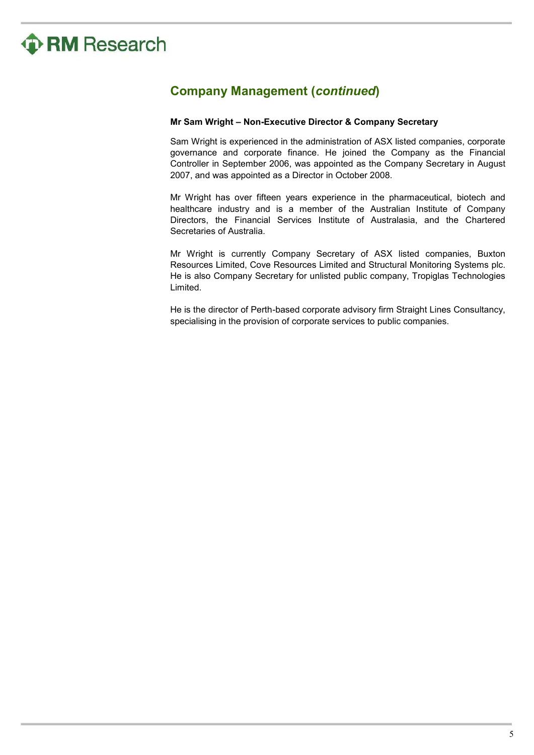## Company Management (*continued*)

**Mr Sam Wright – Non-Executive Director & Company Secretary**

Sam Wright is experienced in the administration of ASX listed companies, corporate governance and corporate finance. He joined the Company as the Financial Controller in September 2006, was appointed as the Company Secretary in August 2007, and was appointed as a Director in October 2008.

Mr Wright has over fifteen years experience in the pharmaceutical, biotech and healthcare industry and is a member of the Australian Institute of Company Directors, the Financial Services Institute of Australasia, and the Chartered Secretaries of Australia.

Mr Wright is currently Company Secretary of ASX listed companies, Buxton Resources Limited, Cove Resources Limited and Structural Monitoring Systems plc. He is also Company Secretary for unlisted public company, Tropiglas Technologies Limited.

He is the director of Perth-based corporate advisory firm Straight Lines Consultancy, specialising in the provision of corporate services to public companies.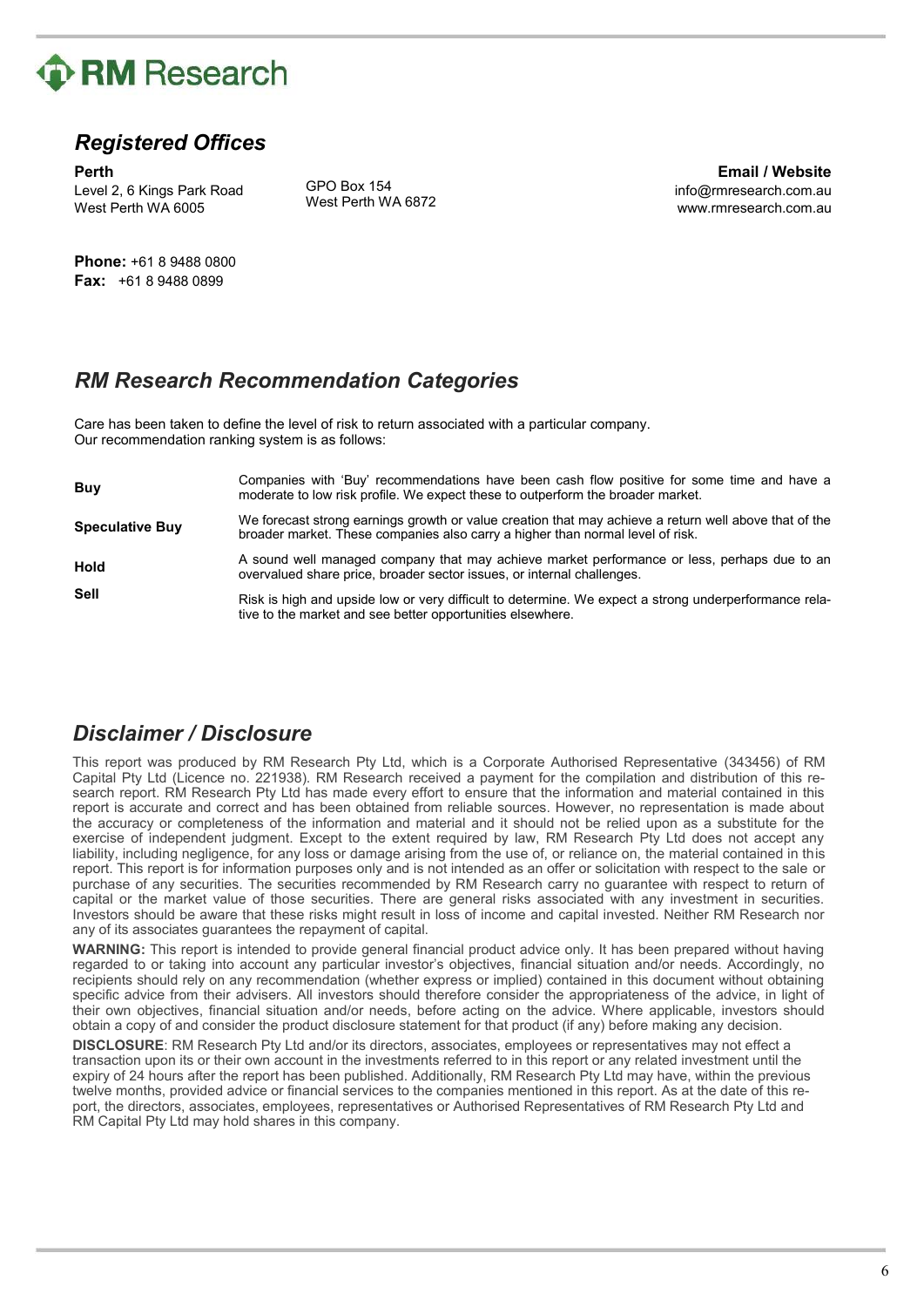**RM Research**

## *Registered Offices*

**Perth**
Level 2, 6 Kings Park Road
West Perth WA 6005

GPO Box 154
West Perth WA 6872

**Email / Website**
info@rmresearch.com.au
www.rmresearch.com.au

**Phone:** +61 8 9488 0800
**Fax:** +61 8 9488 0899

## *RM Research Recommendation Categories*

Care has been taken to define the level of risk to return associated with a particular company.
Our recommendation ranking system is as follows:

| | |
|---|---|
| **Buy** | Companies with 'Buy' recommendations have been cash flow positive for some time and have a moderate to low risk profile. We expect these to outperform the broader market. |
| **Speculative Buy** | We forecast strong earnings growth or value creation that may achieve a return well above that of the broader market. These companies also carry a higher than normal level of risk. |
| **Hold** | A sound well managed company that may achieve market performance or less, perhaps due to an overvalued share price, broader sector issues, or internal challenges. |
| **Sell** | Risk is high and upside low or very difficult to determine. We expect a strong underperformance relative to the market and see better opportunities elsewhere. |

## *Disclaimer / Disclosure*

This report was produced by RM Research Pty Ltd, which is a Corporate Authorised Representative (343456) of RM Capital Pty Ltd (Licence no. 221938). RM Research received a payment for the compilation and distribution of this research report. RM Research Pty Ltd has made every effort to ensure that the information and material contained in this report is accurate and correct and has been obtained from reliable sources. However, no representation is made about the accuracy or completeness of the information and material and it should not be relied upon as a substitute for the exercise of independent judgment. Except to the extent required by law, RM Research Pty Ltd does not accept any liability, including negligence, for any loss or damage arising from the use of, or reliance on, the material contained in this report. This report is for information purposes only and is not intended as an offer or solicitation with respect to the sale or purchase of any securities. The securities recommended by RM Research carry no guarantee with respect to return of capital or the market value of those securities. There are general risks associated with any investment in securities. Investors should be aware that these risks might result in loss of income and capital invested. Neither RM Research nor any of its associates guarantees the repayment of capital.

**WARNING:** This report is intended to provide general financial product advice only. It has been prepared without having regarded to or taking into account any particular investor's objectives, financial situation and/or needs. Accordingly, no recipients should rely on any recommendation (whether express or implied) contained in this document without obtaining specific advice from their advisers. All investors should therefore consider the appropriateness of the advice, in light of their own objectives, financial situation and/or needs, before acting on the advice. Where applicable, investors should obtain a copy of and consider the product disclosure statement for that product (if any) before making any decision.

**DISCLOSURE**: RM Research Pty Ltd and/or its directors, associates, employees or representatives may not effect a transaction upon its or their own account in the investments referred to in this report or any related investment until the expiry of 24 hours after the report has been published. Additionally, RM Research Pty Ltd may have, within the previous twelve months, provided advice or financial services to the companies mentioned in this report. As at the date of this report, the directors, associates, employees, representatives or Authorised Representatives of RM Research Pty Ltd and RM Capital Pty Ltd may hold shares in this company.